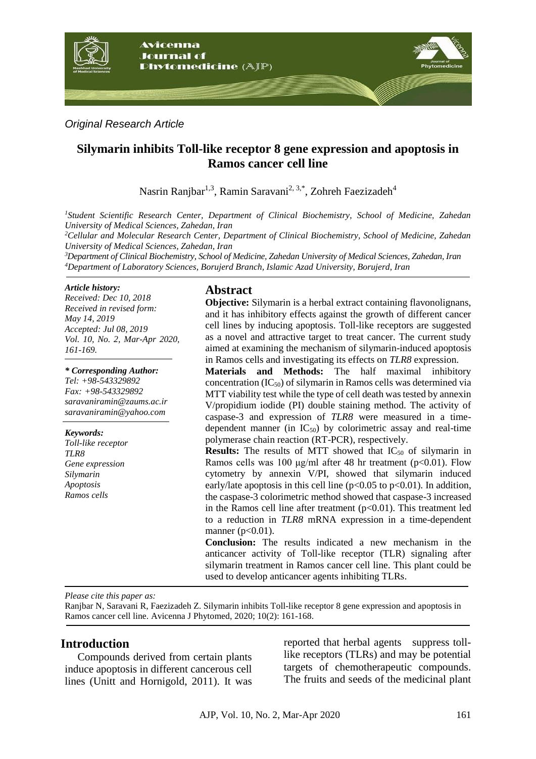*Original Research Article*

# Silymarin inhibits Toll-like receptor 8 gene expression and apoptosis in Ramos cancer cell line

Nasrin Ranjbar[1,3], Ramin Saravani[2, 3,*], Zohreh Faezizadeh[4]

[1]*Student Scientific Research Center, Department of Clinical Biochemistry, School of Medicine, Zahedan University of Medical Sciences, Zahedan, Iran*
[2]*Cellular and Molecular Research Center, Department of Clinical Biochemistry, School of Medicine, Zahedan University of Medical Sciences, Zahedan, Iran*
[3]*Department of Clinical Biochemistry, School of Medicine, Zahedan University of Medical Sciences, Zahedan, Iran*
[4]*Department of Laboratory Sciences, Borujerd Branch, Islamic Azad University, Borujerd, Iran*

***Article history:***
*Received: Dec 10, 2018*
*Received in revised form: May 14, 2019*
*Accepted: Jul 08, 2019*
*Vol. 10, No. 2, Mar-Apr 2020, 161-169.*

***\* Corresponding Author:***
*Tel: +98-543329892*
*Fax: +98-543329892*
*saravaniramin@zaums.ac.ir*
*saravaniramin@yahoo.com*

***Keywords:***
*Toll-like receptor*
*TLR8*
*Gene expression*
*Silymarin*
*Apoptosis*
*Ramos cells*

## Abstract

**Objective:** Silymarin is a herbal extract containing flavonolignans, and it has inhibitory effects against the growth of different cancer cell lines by inducing apoptosis. Toll-like receptors are suggested as a novel and attractive target to treat cancer. The current study aimed at examining the mechanism of silymarin-induced apoptosis in Ramos cells and investigating its effects on *TLR8* expression.

**Materials and Methods:** The half maximal inhibitory concentration ($IC_{50}$) of silymarin in Ramos cells was determined via MTT viability test while the type of cell death was tested by annexin V/propidium iodide (PI) double staining method. The activity of caspase-3 and expression of *TLR8* were measured in a time-dependent manner (in $IC_{50}$) by colorimetric assay and real-time polymerase chain reaction (RT-PCR), respectively.

**Results:** The results of MTT showed that $IC_{50}$ of silymarin in Ramos cells was 100 µg/ml after 48 hr treatment ($p<0.01$). Flow cytometry by annexin V/PI, showed that silymarin induced early/late apoptosis in this cell line ($p<0.05$ to $p<0.01$). In addition, the caspase-3 colorimetric method showed that caspase-3 increased in the Ramos cell line after treatment ($p<0.01$). This treatment led to a reduction in *TLR8* mRNA expression in a time-dependent manner ($p<0.01$).

**Conclusion:** The results indicated a new mechanism in the anticancer activity of Toll-like receptor (TLR) signaling after silymarin treatment in Ramos cancer cell line. This plant could be used to develop anticancer agents inhibiting TLRs.

*Please cite this paper as:*
Ranjbar N, Saravani R, Faezizadeh Z. Silymarin inhibits Toll-like receptor 8 gene expression and apoptosis in Ramos cancer cell line. Avicenna J Phytomed, 2020; 10(2): 161-168.

## Introduction

Compounds derived from certain plants induce apoptosis in different cancerous cell lines (Unitt and Hornigold, 2011). It was reported that herbal agents suppress toll-like receptors (TLRs) and may be potential targets of chemotherapeutic compounds. The fruits and seeds of the medicinal plant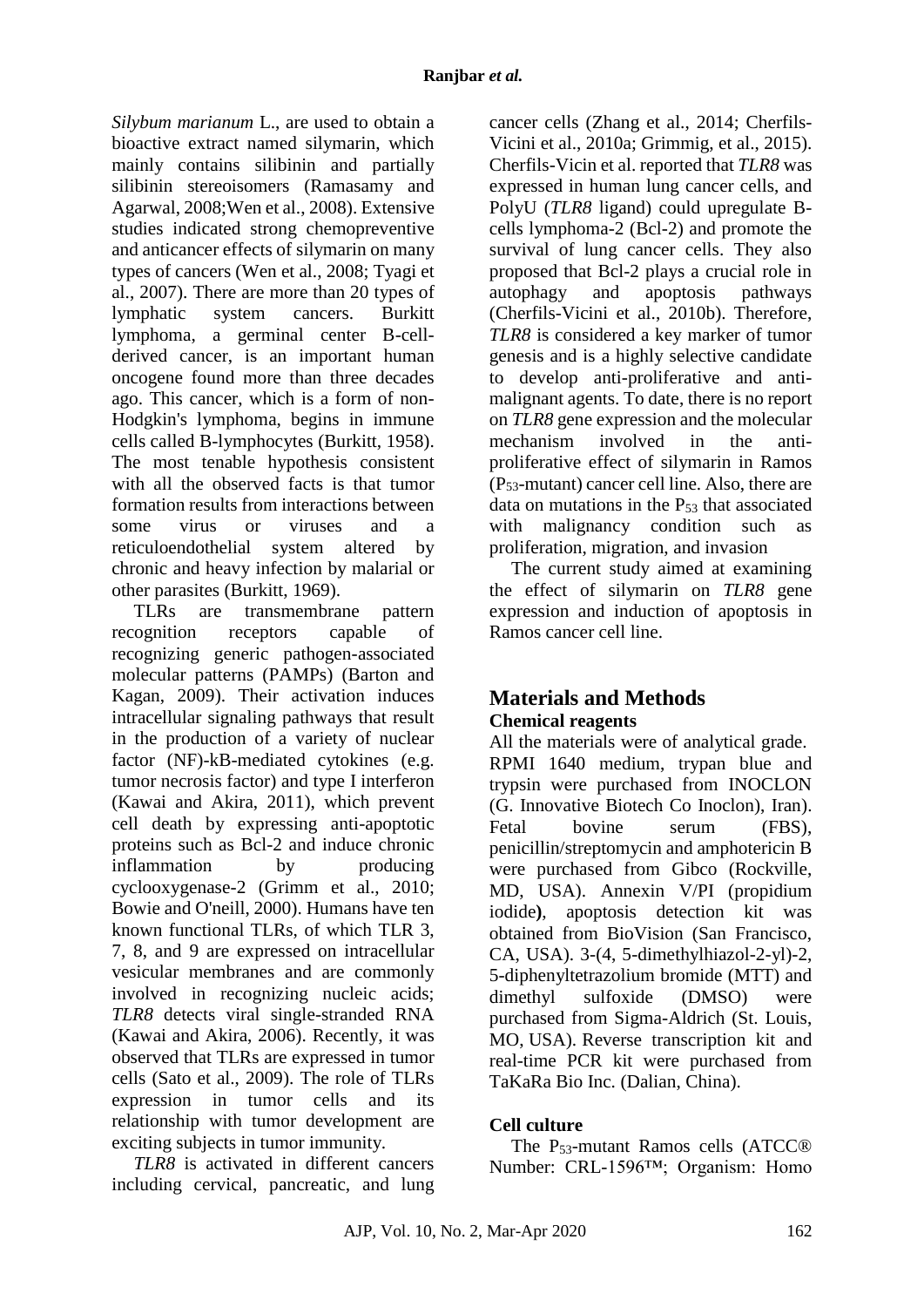*Silybum marianum* L., are used to obtain a bioactive extract named silymarin, which mainly contains silibinin and partially silibinin stereoisomers (Ramasamy and Agarwal, 2008;Wen et al., 2008). Extensive studies indicated strong chemopreventive and anticancer effects of silymarin on many types of cancers (Wen et al., 2008; Tyagi et al., 2007). There are more than 20 types of lymphatic system cancers. Burkitt lymphoma, a germinal center B-cell-derived cancer, is an important human oncogene found more than three decades ago. This cancer, which is a form of non-Hodgkin's lymphoma, begins in immune cells called B-lymphocytes (Burkitt, 1958). The most tenable hypothesis consistent with all the observed facts is that tumor formation results from interactions between some virus or viruses and a reticuloendothelial system altered by chronic and heavy infection by malarial or other parasites (Burkitt, 1969).

TLRs are transmembrane pattern recognition receptors capable of recognizing generic pathogen-associated molecular patterns (PAMPs) (Barton and Kagan, 2009). Their activation induces intracellular signaling pathways that result in the production of a variety of nuclear factor (NF)-kB-mediated cytokines (e.g. tumor necrosis factor) and type I interferon (Kawai and Akira, 2011), which prevent cell death by expressing anti-apoptotic proteins such as Bcl-2 and induce chronic inflammation by producing cyclooxygenase-2 (Grimm et al., 2010; Bowie and O'neill, 2000). Humans have ten known functional TLRs, of which TLR 3, 7, 8, and 9 are expressed on intracellular vesicular membranes and are commonly involved in recognizing nucleic acids; *TLR8* detects viral single-stranded RNA (Kawai and Akira, 2006). Recently, it was observed that TLRs are expressed in tumor cells (Sato et al., 2009). The role of TLRs expression in tumor cells and its relationship with tumor development are exciting subjects in tumor immunity.

*TLR8* is activated in different cancers including cervical, pancreatic, and lung cancer cells (Zhang et al., 2014; Cherfils-Vicini et al., 2010a; Grimmig, et al., 2015). Cherfils-Vicin et al. reported that *TLR8* was expressed in human lung cancer cells, and PolyU (*TLR8* ligand) could upregulate B-cells lymphoma-2 (Bcl-2) and promote the survival of lung cancer cells. They also proposed that Bcl-2 plays a crucial role in autophagy and apoptosis pathways (Cherfils-Vicini et al., 2010b). Therefore, *TLR8* is considered a key marker of tumor genesis and is a highly selective candidate to develop anti-proliferative and anti-malignant agents. To date, there is no report on *TLR8* gene expression and the molecular mechanism involved in the anti-proliferative effect of silymarin in Ramos ($P_{53}$-mutant) cancer cell line. Also, there are data on mutations in the $P_{53}$ that associated with malignancy condition such as proliferation, migration, and invasion

The current study aimed at examining the effect of silymarin on *TLR8* gene expression and induction of apoptosis in Ramos cancer cell line.

## Materials and Methods

### Chemical reagents

All the materials were of analytical grade. RPMI 1640 medium, trypan blue and trypsin were purchased from INOCLON (G. Innovative Biotech Co Inoclon), Iran). Fetal bovine serum (FBS), penicillin/streptomycin and amphotericin B were purchased from Gibco (Rockville, MD, USA). Annexin V/PI (propidium iodide**)**, apoptosis detection kit was obtained from BioVision (San Francisco, CA, USA). 3-(4, 5-dimethylhiazol-2-yl)-2, 5-diphenyltetrazolium bromide (MTT) and dimethyl sulfoxide (DMSO) were purchased from Sigma-Aldrich (St. Louis, MO, USA). Reverse transcription kit and real-time PCR kit were purchased from TaKaRa Bio Inc. (Dalian, China).

### Cell culture

The $P_{53}$-mutant Ramos cells (ATCC® Number: CRL-1596™; Organism: Homo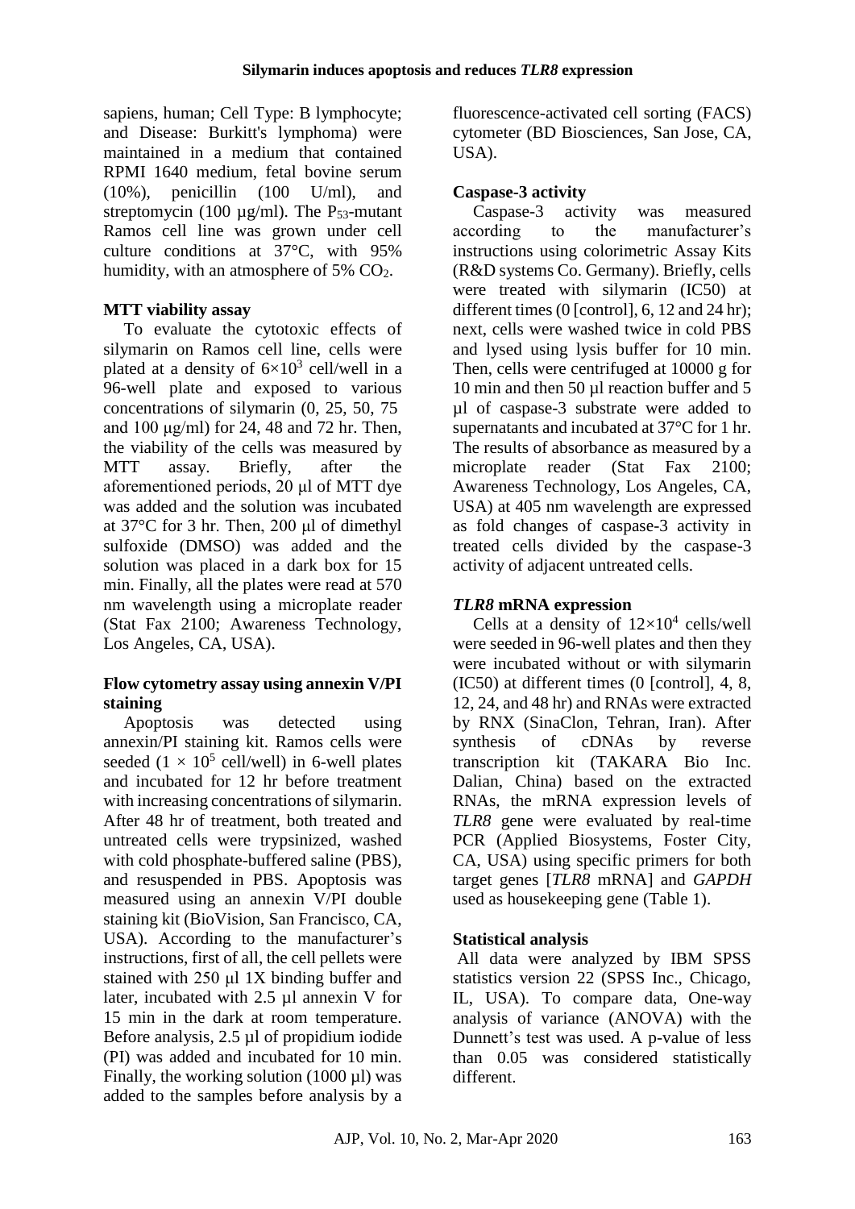sapiens, human; Cell Type: B lymphocyte; and Disease: Burkitt's lymphoma) were maintained in a medium that contained RPMI 1640 medium, fetal bovine serum (10%), penicillin (100 U/ml), and streptomycin (100 µg/ml). The $P_{53}$-mutant Ramos cell line was grown under cell culture conditions at 37°C, with 95% humidity, with an atmosphere of 5% $CO_2$.

### MTT viability assay

To evaluate the cytotoxic effects of silymarin on Ramos cell line, cells were plated at a density of $6\times10^3$ cell/well in a 96-well plate and exposed to various concentrations of silymarin (0, 25, 50, 75 and 100 μg/ml) for 24, 48 and 72 hr. Then, the viability of the cells was measured by MTT assay. Briefly, after the aforementioned periods, 20 μl of MTT dye was added and the solution was incubated at 37°C for 3 hr. Then, 200 μl of dimethyl sulfoxide (DMSO) was added and the solution was placed in a dark box for 15 min. Finally, all the plates were read at 570 nm wavelength using a microplate reader (Stat Fax 2100; Awareness Technology, Los Angeles, CA, USA).

### Flow cytometry assay using annexin V/PI staining

Apoptosis was detected using annexin/PI staining kit. Ramos cells were seeded ($1 \times 10^5$ cell/well) in 6-well plates and incubated for 12 hr before treatment with increasing concentrations of silymarin. After 48 hr of treatment, both treated and untreated cells were trypsinized, washed with cold phosphate-buffered saline (PBS), and resuspended in PBS. Apoptosis was measured using an annexin V/PI double staining kit (BioVision, San Francisco, CA, USA). According to the manufacturer's instructions, first of all, the cell pellets were stained with 250 μl 1X binding buffer and later, incubated with 2.5 µl annexin V for 15 min in the dark at room temperature. Before analysis, 2.5 µl of propidium iodide (PI) was added and incubated for 10 min. Finally, the working solution (1000 µl) was added to the samples before analysis by a fluorescence-activated cell sorting (FACS) cytometer (BD Biosciences, San Jose, CA, USA).

### Caspase-3 activity

Caspase-3 activity was measured according to the manufacturer's instructions using colorimetric Assay Kits (R&D systems Co. Germany). Briefly, cells were treated with silymarin (IC50) at different times (0 [control], 6, 12 and 24 hr); next, cells were washed twice in cold PBS and lysed using lysis buffer for 10 min. Then, cells were centrifuged at 10000 g for 10 min and then 50 µl reaction buffer and 5 µl of caspase-3 substrate were added to supernatants and incubated at 37°C for 1 hr. The results of absorbance as measured by a microplate reader (Stat Fax 2100; Awareness Technology, Los Angeles, CA, USA) at 405 nm wavelength are expressed as fold changes of caspase-3 activity in treated cells divided by the caspase-3 activity of adjacent untreated cells.

### *TLR8* mRNA expression

Cells at a density of $12\times10^4$ cells/well were seeded in 96-well plates and then they were incubated without or with silymarin (IC50) at different times (0 [control], 4, 8, 12, 24, and 48 hr) and RNAs were extracted by RNX (SinaClon, Tehran, Iran). After synthesis of cDNAs by reverse transcription kit (TAKARA Bio Inc. Dalian, China) based on the extracted RNAs, the mRNA expression levels of *TLR8* gene were evaluated by real-time PCR (Applied Biosystems, Foster City, CA, USA) using specific primers for both target genes [*TLR8* mRNA] and *GAPDH* used as housekeeping gene (Table 1).

### Statistical analysis

All data were analyzed by IBM SPSS statistics version 22 (SPSS Inc., Chicago, IL, USA). To compare data, One-way analysis of variance (ANOVA) with the Dunnett's test was used. A p-value of less than 0.05 was considered statistically different.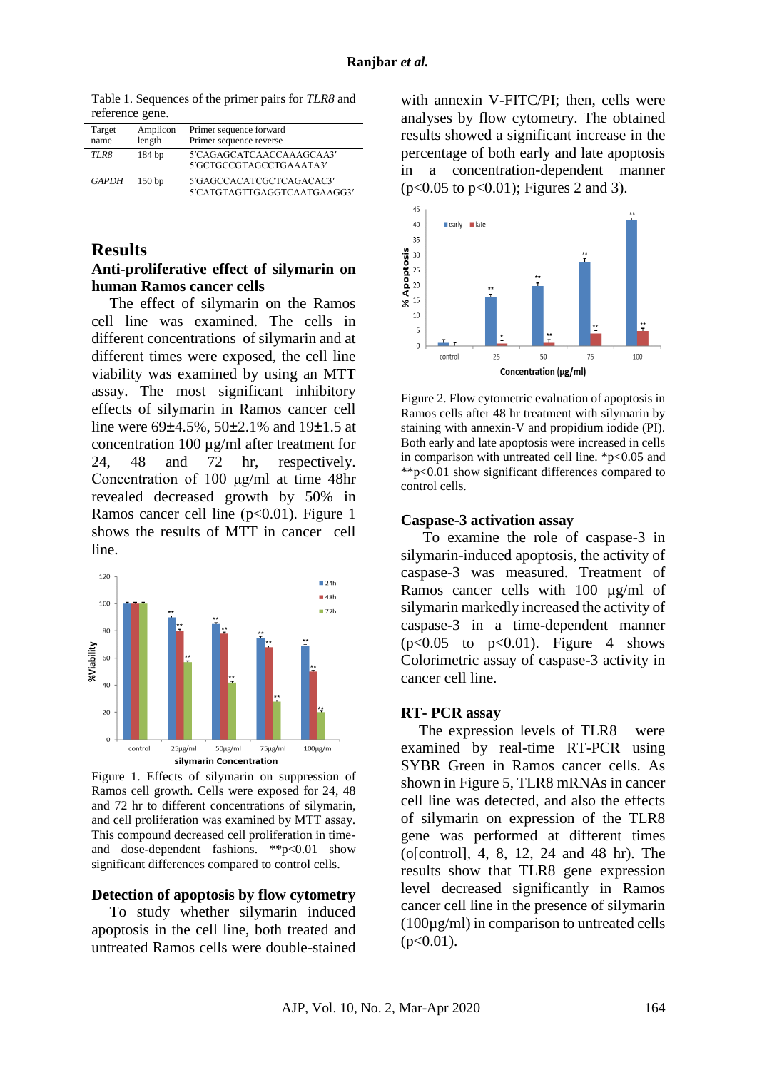Table 1. Sequences of the primer pairs for *TLR8* and reference gene.

| Target name | Amplicon length | Primer sequence forward<br>Primer sequence reverse |
|---|---|---|
| *TLR8* | 184 bp | 5′CAGAGCATCAACCAAAGCAA3′<br>5′GCTGCCGTAGCCTGAAATA3′ |
| *GAPDH* | 150 bp | 5′GAGCCACATCGCTCAGACAC3′<br>5′CATGTAGTTGAGGTCAATGAAGG3′ |

## Results

### Anti-proliferative effect of silymarin on human Ramos cancer cells

The effect of silymarin on the Ramos cell line was examined. The cells in different concentrations of silymarin and at different times were exposed, the cell line viability was examined by using an MTT assay. The most significant inhibitory effects of silymarin in Ramos cancer cell line were 69±4.5%, 50±2.1% and 19±1.5 at concentration 100 µg/ml after treatment for 24, 48 and 72 hr, respectively. Concentration of 100 µg/ml at time 48hr revealed decreased growth by 50% in Ramos cancer cell line ($p<0.01$). Figure 1 shows the results of MTT in cancer cell line.

Figure 1. Effects of silymarin on suppression of Ramos cell growth. Cells were exposed for 24, 48 and 72 hr to different concentrations of silymarin, and cell proliferation was examined by MTT assay. This compound decreased cell proliferation in time- and dose-dependent fashions. **$p<0.01$ show significant differences compared to control cells.

### Detection of apoptosis by flow cytometry

To study whether silymarin induced apoptosis in the cell line, both treated and untreated Ramos cells were double-stained with annexin V-FITC/PI; then, cells were analyses by flow cytometry. The obtained results showed a significant increase in the percentage of both early and late apoptosis in a concentration-dependent manner ($p<0.05$ to $p<0.01$; Figures 2 and 3).

Figure 2. Flow cytometric evaluation of apoptosis in Ramos cells after 48 hr treatment with silymarin by staining with annexin-V and propidium iodide (PI). Both early and late apoptosis were increased in cells in comparison with untreated cell line. *$p<0.05$ and **$p<0.01$ show significant differences compared to control cells.

### Caspase-3 activation assay

To examine the role of caspase-3 in silymarin-induced apoptosis, the activity of caspase-3 was measured. Treatment of Ramos cancer cells with 100 µg/ml of silymarin markedly increased the activity of caspase-3 in a time-dependent manner ($p<0.05$ to $p<0.01$). Figure 4 shows Colorimetric assay of caspase-3 activity in cancer cell line.

### RT- PCR assay

The expression levels of TLR8 were examined by real-time RT-PCR using SYBR Green in Ramos cancer cells. As shown in Figure 5, TLR8 mRNAs in cancer cell line was detected, and also the effects of silymarin on expression of the TLR8 gene was performed at different times (o[control], 4, 8, 12, 24 and 48 hr). The results show that TLR8 gene expression level decreased significantly in Ramos cancer cell line in the presence of silymarin (100µg/ml) in comparison to untreated cells ($p<0.01$).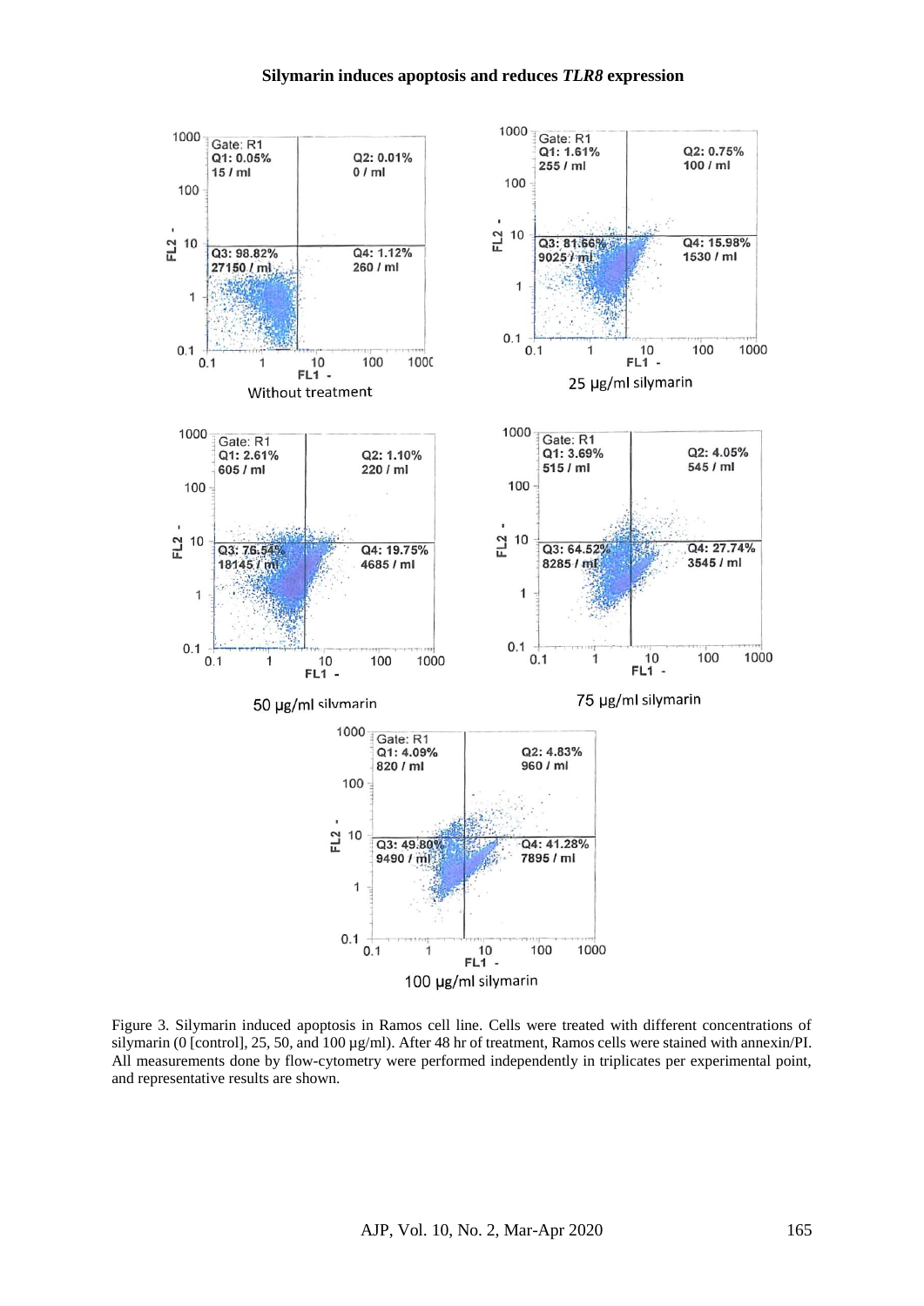Figure 3. Silymarin induced apoptosis in Ramos cell line. Cells were treated with different concentrations of silymarin (0 [control], 25, 50, and 100 µg/ml). After 48 hr of treatment, Ramos cells were stained with annexin/PI. All measurements done by flow-cytometry were performed independently in triplicates per experimental point, and representative results are shown.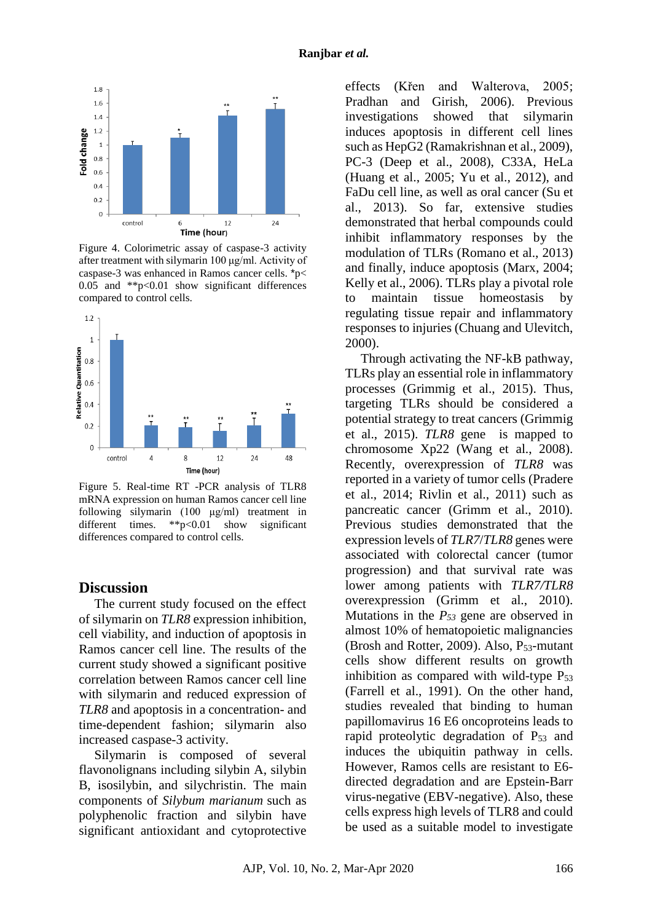Figure 4. Colorimetric assay of caspase-3 activity after treatment with silymarin 100 µg/ml. Activity of caspase-3 was enhanced in Ramos cancer cells. *p< 0.05 and **p<0.01 show significant differences compared to control cells.

Figure 5. Real-time RT -PCR analysis of TLR8 mRNA expression on human Ramos cancer cell line following silymarin (100 µg/ml) treatment in different times. **p<0.01 show significant differences compared to control cells.

## Discussion

The current study focused on the effect of silymarin on *TLR8* expression inhibition, cell viability, and induction of apoptosis in Ramos cancer cell line. The results of the current study showed a significant positive correlation between Ramos cancer cell line with silymarin and reduced expression of *TLR8* and apoptosis in a concentration- and time-dependent fashion; silymarin also increased caspase-3 activity.

Silymarin is composed of several flavonolignans including silybin A, silybin B, isosilybin, and silychristin. The main components of *Silybum marianum* such as polyphenolic fraction and silybin have significant antioxidant and cytoprotective effects (Křen and Walterova, 2005; Pradhan and Girish, 2006). Previous investigations showed that silymarin induces apoptosis in different cell lines such as HepG2 (Ramakrishnan et al., 2009), PC-3 (Deep et al., 2008), C33A, HeLa (Huang et al., 2005; Yu et al., 2012), and FaDu cell line, as well as oral cancer (Su et al., 2013). So far, extensive studies demonstrated that herbal compounds could inhibit inflammatory responses by the modulation of TLRs (Romano et al., 2013) and finally, induce apoptosis (Marx, 2004; Kelly et al., 2006). TLRs play a pivotal role to maintain tissue homeostasis by regulating tissue repair and inflammatory responses to injuries (Chuang and Ulevitch, 2000).

Through activating the NF-kB pathway, TLRs play an essential role in inflammatory processes (Grimmig et al., 2015). Thus, targeting TLRs should be considered a potential strategy to treat cancers (Grimmig et al., 2015). *TLR8* gene is mapped to chromosome Xp22 (Wang et al., 2008). Recently, overexpression of *TLR8* was reported in a variety of tumor cells (Pradere et al., 2014; Rivlin et al., 2011) such as pancreatic cancer (Grimm et al., 2010). Previous studies demonstrated that the expression levels of *TLR7*/*TLR8* genes were associated with colorectal cancer (tumor progression) and that survival rate was lower among patients with *TLR7/TLR8* overexpression (Grimm et al., 2010). Mutations in the $P_{53}$ gene are observed in almost 10% of hematopoietic malignancies (Brosh and Rotter, 2009). Also, $P_{53}$-mutant cells show different results on growth inhibition as compared with wild-type $P_{53}$ (Farrell et al., 1991). On the other hand, studies revealed that binding to human papillomavirus 16 E6 oncoproteins leads to rapid proteolytic degradation of $P_{53}$ and induces the ubiquitin pathway in cells. However, Ramos cells are resistant to E6-directed degradation and are Epstein-Barr virus-negative (EBV-negative). Also, these cells express high levels of TLR8 and could be used as a suitable model to investigate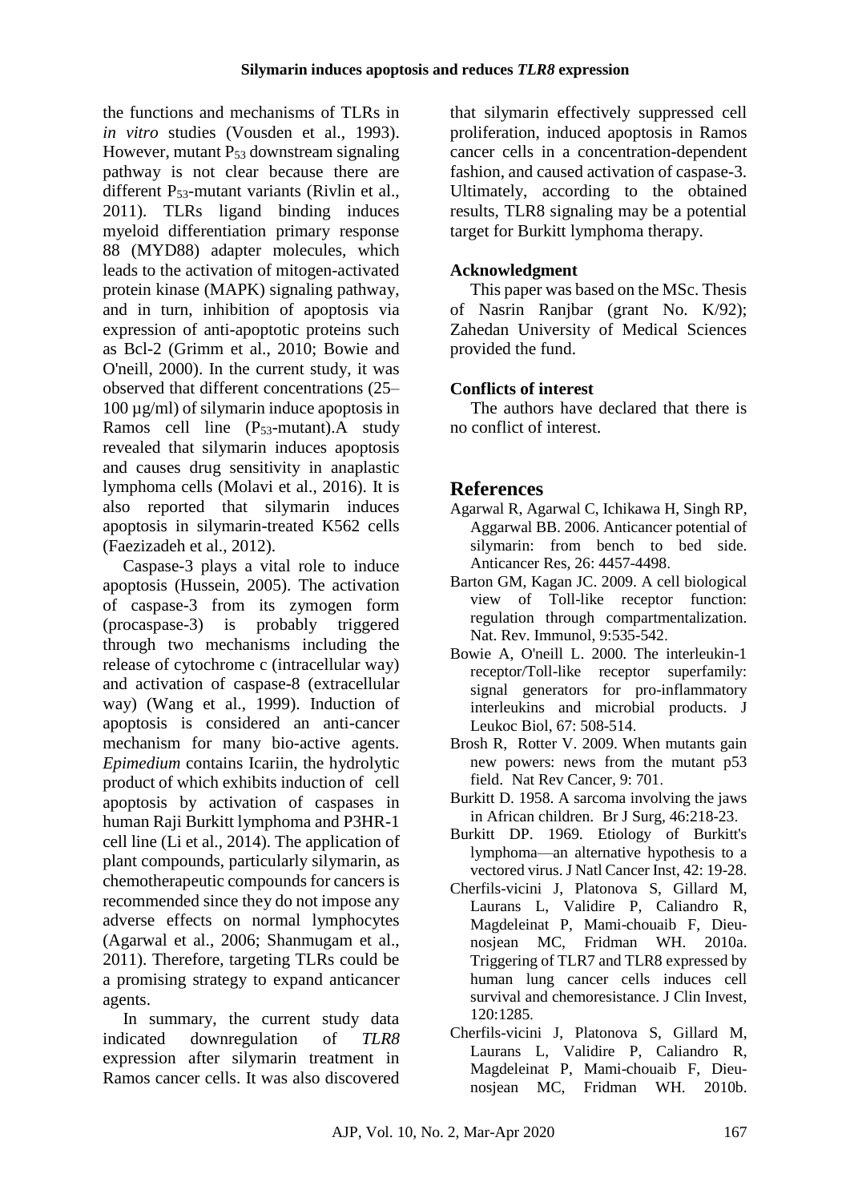the functions and mechanisms of TLRs in *in vitro* studies (Vousden et al., 1993). However, mutant $P_{53}$ downstream signaling pathway is not clear because there are different $P_{53}$-mutant variants (Rivlin et al., 2011). TLRs ligand binding induces myeloid differentiation primary response 88 (MYD88) adapter molecules, which leads to the activation of mitogen-activated protein kinase (MAPK) signaling pathway, and in turn, inhibition of apoptosis via expression of anti-apoptotic proteins such as Bcl-2 (Grimm et al., 2010; Bowie and O'neill, 2000). In the current study, it was observed that different concentrations (25–100 µg/ml) of silymarin induce apoptosis in Ramos cell line ($P_{53}$-mutant).A study revealed that silymarin induces apoptosis and causes drug sensitivity in anaplastic lymphoma cells (Molavi et al., 2016). It is also reported that silymarin induces apoptosis in silymarin-treated K562 cells (Faezizadeh et al., 2012).

Caspase-3 plays a vital role to induce apoptosis (Hussein, 2005). The activation of caspase-3 from its zymogen form (procaspase-3) is probably triggered through two mechanisms including the release of cytochrome c (intracellular way) and activation of caspase-8 (extracellular way) (Wang et al., 1999). Induction of apoptosis is considered an anti-cancer mechanism for many bio-active agents. *Epimedium* contains Icariin, the hydrolytic product of which exhibits induction of cell apoptosis by activation of caspases in human Raji Burkitt lymphoma and P3HR-1 cell line (Li et al., 2014). The application of plant compounds, particularly silymarin, as chemotherapeutic compounds for cancers is recommended since they do not impose any adverse effects on normal lymphocytes (Agarwal et al., 2006; Shanmugam et al., 2011). Therefore, targeting TLRs could be a promising strategy to expand anticancer agents.

In summary, the current study data indicated downregulation of *TLR8* expression after silymarin treatment in Ramos cancer cells. It was also discovered that silymarin effectively suppressed cell proliferation, induced apoptosis in Ramos cancer cells in a concentration-dependent fashion, and caused activation of caspase-3. Ultimately, according to the obtained results, TLR8 signaling may be a potential target for Burkitt lymphoma therapy.

## Acknowledgment

This paper was based on the MSc. Thesis of Nasrin Ranjbar (grant No. K/92); Zahedan University of Medical Sciences provided the fund.

## Conflicts of interest

The authors have declared that there is no conflict of interest.

# References

Agarwal R, Agarwal C, Ichikawa H, Singh RP, Aggarwal BB. 2006. Anticancer potential of silymarin: from bench to bed side. Anticancer Res, 26: 4457-4498.

Barton GM, Kagan JC. 2009. A cell biological view of Toll-like receptor function: regulation through compartmentalization. Nat. Rev. Immunol, 9:535-542.

Bowie A, O'neill L. 2000. The interleukin-1 receptor/Toll-like receptor superfamily: signal generators for pro-inflammatory interleukins and microbial products. J Leukoc Biol, 67: 508-514.

Brosh R, Rotter V. 2009. When mutants gain new powers: news from the mutant p53 field. Nat Rev Cancer, 9: 701.

Burkitt D. 1958. A sarcoma involving the jaws in African children. Br J Surg, 46:218-23.

Burkitt DP. 1969. Etiology of Burkitt's lymphoma—an alternative hypothesis to a vectored virus. J Natl Cancer Inst, 42: 19-28.

Cherfils-vicini J, Platonova S, Gillard M, Laurans L, Validire P, Caliandro R, Magdeleinat P, Mami-chouaib F, Dieu-nosjean MC, Fridman WH. 2010a. Triggering of TLR7 and TLR8 expressed by human lung cancer cells induces cell survival and chemoresistance. J Clin Invest, 120:1285.

Cherfils-vicini J, Platonova S, Gillard M, Laurans L, Validire P, Caliandro R, Magdeleinat P, Mami-chouaib F, Dieu-nosjean MC, Fridman WH. 2010b.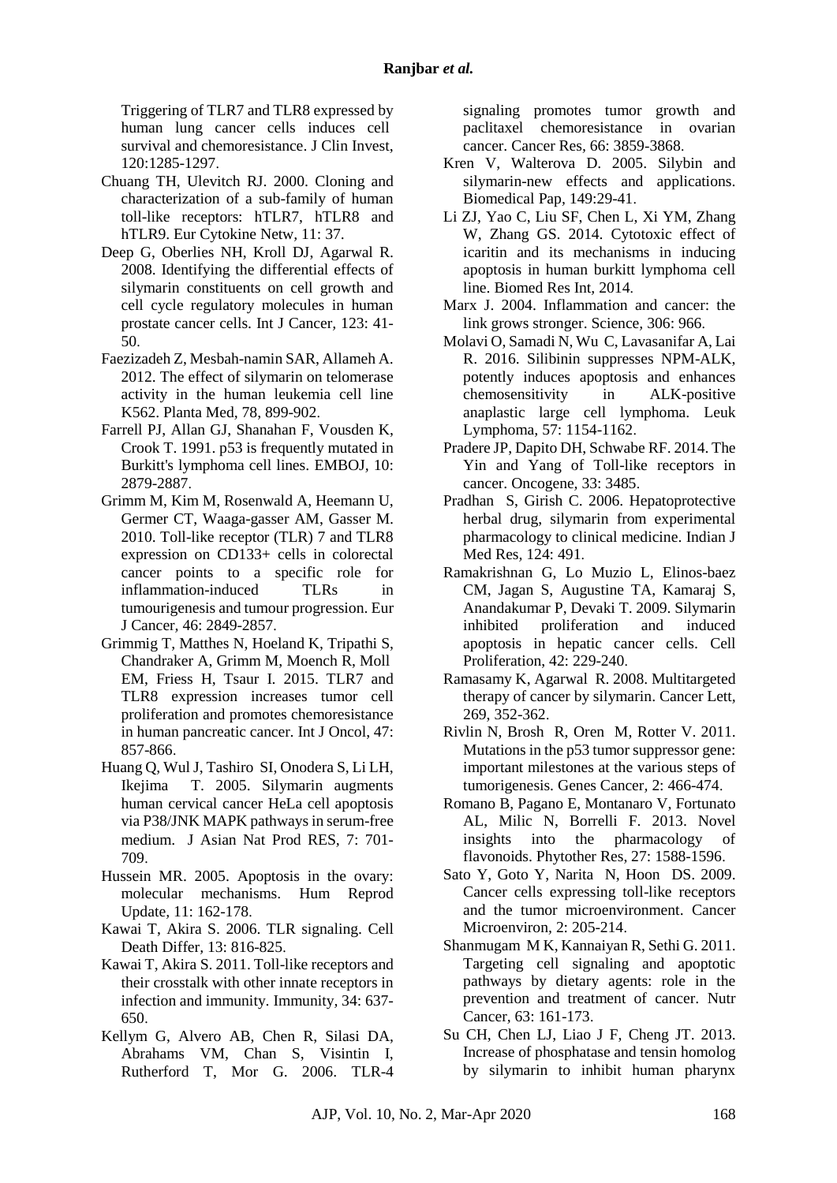Triggering of TLR7 and TLR8 expressed by human lung cancer cells induces cell survival and chemoresistance. J Clin Invest, 120:1285-1297.

Chuang TH, Ulevitch RJ. 2000. Cloning and characterization of a sub-family of human toll-like receptors: hTLR7, hTLR8 and hTLR9. Eur Cytokine Netw, 11: 37.

Deep G, Oberlies NH, Kroll DJ, Agarwal R. 2008. Identifying the differential effects of silymarin constituents on cell growth and cell cycle regulatory molecules in human prostate cancer cells. Int J Cancer, 123: 41-50.

Faezizadeh Z, Mesbah-namin SAR, Allameh A. 2012. The effect of silymarin on telomerase activity in the human leukemia cell line K562. Planta Med, 78, 899-902.

Farrell PJ, Allan GJ, Shanahan F, Vousden K, Crook T. 1991. p53 is frequently mutated in Burkitt's lymphoma cell lines. EMBOJ, 10: 2879-2887.

Grimm M, Kim M, Rosenwald A, Heemann U, Germer CT, Waaga-gasser AM, Gasser M. 2010. Toll-like receptor (TLR) 7 and TLR8 expression on CD133+ cells in colorectal cancer points to a specific role for inflammation-induced TLRs in tumourigenesis and tumour progression. Eur J Cancer, 46: 2849-2857.

Grimmig T, Matthes N, Hoeland K, Tripathi S, Chandraker A, Grimm M, Moench R, Moll EM, Friess H, Tsaur I. 2015. TLR7 and TLR8 expression increases tumor cell proliferation and promotes chemoresistance in human pancreatic cancer. Int J Oncol, 47: 857-866.

Huang Q, Wul J, Tashiro SI, Onodera S, Li LH, Ikejima T. 2005. Silymarin augments human cervical cancer HeLa cell apoptosis via P38/JNK MAPK pathways in serum-free medium. J Asian Nat Prod RES, 7: 701-709.

Hussein MR. 2005. Apoptosis in the ovary: molecular mechanisms. Hum Reprod Update, 11: 162-178.

Kawai T, Akira S. 2006. TLR signaling. Cell Death Differ, 13: 816-825.

Kawai T, Akira S. 2011. Toll-like receptors and their crosstalk with other innate receptors in infection and immunity. Immunity, 34: 637-650.

Kellym G, Alvero AB, Chen R, Silasi DA, Abrahams VM, Chan S, Visintin I, Rutherford T, Mor G. 2006. TLR-4 signaling promotes tumor growth and paclitaxel chemoresistance in ovarian cancer. Cancer Res, 66: 3859-3868.

Kren V, Walterova D. 2005. Silybin and silymarin-new effects and applications. Biomedical Pap, 149:29-41.

Li ZJ, Yao C, Liu SF, Chen L, Xi YM, Zhang W, Zhang GS. 2014. Cytotoxic effect of icaritin and its mechanisms in inducing apoptosis in human burkitt lymphoma cell line. Biomed Res Int, 2014.

Marx J. 2004. Inflammation and cancer: the link grows stronger. Science, 306: 966.

Molavi O, Samadi N, Wu C, Lavasanifar A, Lai R. 2016. Silibinin suppresses NPM-ALK, potently induces apoptosis and enhances chemosensitivity in ALK-positive anaplastic large cell lymphoma. Leuk Lymphoma, 57: 1154-1162.

Pradere JP, Dapito DH, Schwabe RF. 2014. The Yin and Yang of Toll-like receptors in cancer. Oncogene, 33: 3485.

Pradhan S, Girish C. 2006. Hepatoprotective herbal drug, silymarin from experimental pharmacology to clinical medicine. Indian J Med Res, 124: 491.

Ramakrishnan G, Lo Muzio L, Elinos-baez CM, Jagan S, Augustine TA, Kamaraj S, Anandakumar P, Devaki T. 2009. Silymarin inhibited proliferation and induced apoptosis in hepatic cancer cells. Cell Proliferation, 42: 229-240.

Ramasamy K, Agarwal R. 2008. Multitargeted therapy of cancer by silymarin. Cancer Lett, 269, 352-362.

Rivlin N, Brosh R, Oren M, Rotter V. 2011. Mutations in the p53 tumor suppressor gene: important milestones at the various steps of tumorigenesis. Genes Cancer, 2: 466-474.

Romano B, Pagano E, Montanaro V, Fortunato AL, Milic N, Borrelli F. 2013. Novel insights into the pharmacology of flavonoids. Phytother Res, 27: 1588-1596.

Sato Y, Goto Y, Narita N, Hoon DS. 2009. Cancer cells expressing toll-like receptors and the tumor microenvironment. Cancer Microenviron, 2: 205-214.

Shanmugam M K, Kannaiyan R, Sethi G. 2011. Targeting cell signaling and apoptotic pathways by dietary agents: role in the prevention and treatment of cancer. Nutr Cancer, 63: 161-173.

Su CH, Chen LJ, Liao J F, Cheng JT. 2013. Increase of phosphatase and tensin homolog by silymarin to inhibit human pharynx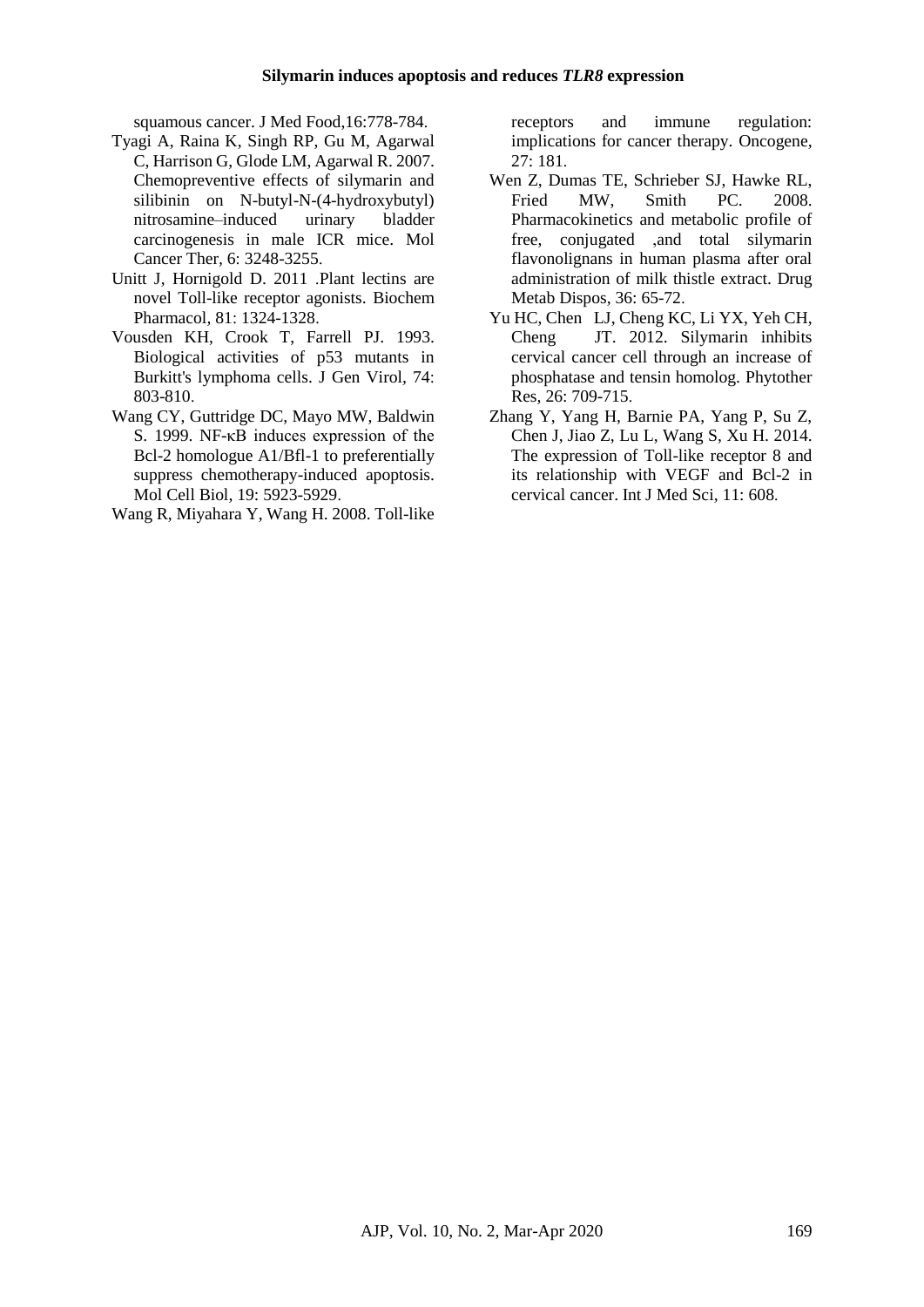squamous cancer. J Med Food,16:778-784.

Tyagi A, Raina K, Singh RP, Gu M, Agarwal C, Harrison G, Glode LM, Agarwal R. 2007. Chemopreventive effects of silymarin and silibinin on N-butyl-N-(4-hydroxybutyl) nitrosamine–induced urinary bladder carcinogenesis in male ICR mice. Mol Cancer Ther, 6: 3248-3255.

Unitt J, Hornigold D. 2011 .Plant lectins are novel Toll-like receptor agonists. Biochem Pharmacol, 81: 1324-1328.

Vousden KH, Crook T, Farrell PJ. 1993. Biological activities of p53 mutants in Burkitt's lymphoma cells. J Gen Virol, 74: 803-810.

Wang CY, Guttridge DC, Mayo MW, Baldwin S. 1999. NF-κB induces expression of the Bcl-2 homologue A1/Bfl-1 to preferentially suppress chemotherapy-induced apoptosis. Mol Cell Biol, 19: 5923-5929.

Wang R, Miyahara Y, Wang H. 2008. Toll-like receptors and immune regulation: implications for cancer therapy. Oncogene, 27: 181.

Wen Z, Dumas TE, Schrieber SJ, Hawke RL, Fried MW, Smith PC. 2008. Pharmacokinetics and metabolic profile of free, conjugated ,and total silymarin flavonolignans in human plasma after oral administration of milk thistle extract. Drug Metab Dispos, 36: 65-72.

Yu HC, Chen LJ, Cheng KC, Li YX, Yeh CH, Cheng JT. 2012. Silymarin inhibits cervical cancer cell through an increase of phosphatase and tensin homolog. Phytother Res, 26: 709-715.

Zhang Y, Yang H, Barnie PA, Yang P, Su Z, Chen J, Jiao Z, Lu L, Wang S, Xu H. 2014. The expression of Toll-like receptor 8 and its relationship with VEGF and Bcl-2 in cervical cancer. Int J Med Sci, 11: 608.